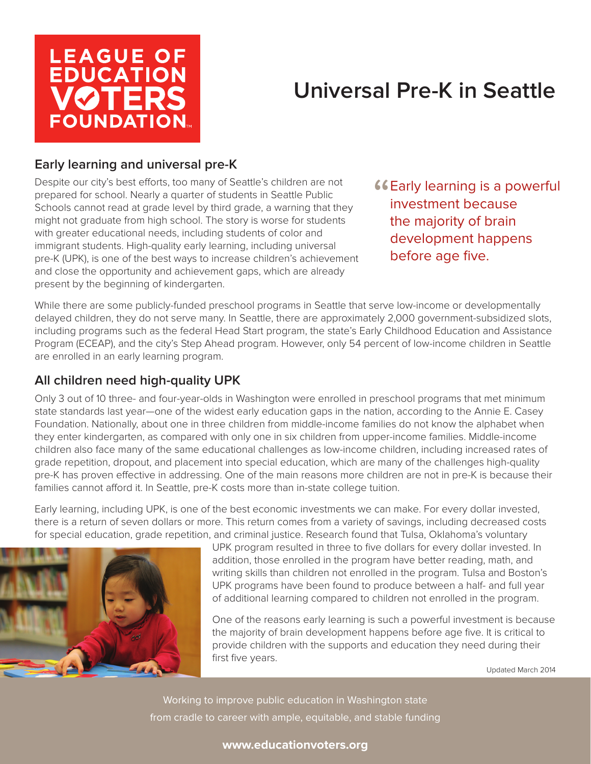LEAGUE OF EDUCATION VOTERS FOUNDATION

# Universal Pre-K in Seattle

## Early learning and universal pre-K

Despite our city's best efforts, too many of Seattle's children are not prepared for school. Nearly a quarter of students in Seattle Public Schools cannot read at grade level by third grade, a warning that they might not graduate from high school. The story is worse for students with greater educational needs, including students of color and immigrant students. High-quality early learning, including universal pre-K (UPK), is one of the best ways to increase children's achievement and close the opportunity and achievement gaps, which are already present by the beginning of kindergarten.

> "Early learning is a powerful investment because the majority of brain development happens before age five.

While there are some publicly-funded preschool programs in Seattle that serve low-income or developmentally delayed children, they do not serve many. In Seattle, there are approximately 2,000 government-subsidized slots, including programs such as the federal Head Start program, the state's Early Childhood Education and Assistance Program (ECEAP), and the city's Step Ahead program. However, only 54 percent of low-income children in Seattle are enrolled in an early learning program.

## All children need high-quality UPK

Only 3 out of 10 three- and four-year-olds in Washington were enrolled in preschool programs that met minimum state standards last year—one of the widest early education gaps in the nation, according to the Annie E. Casey Foundation. Nationally, about one in three children from middle-income families do not know the alphabet when they enter kindergarten, as compared with only one in six children from upper-income families. Middle-income children also face many of the same educational challenges as low-income children, including increased rates of grade repetition, dropout, and placement into special education, which are many of the challenges high-quality pre-K has proven effective in addressing. One of the main reasons more children are not in pre-K is because their families cannot afford it. In Seattle, pre-K costs more than in-state college tuition.

Early learning, including UPK, is one of the best economic investments we can make. For every dollar invested, there is a return of seven dollars or more. This return comes from a variety of savings, including decreased costs for special education, grade repetition, and criminal justice. Research found that Tulsa, Oklahoma's voluntary UPK program resulted in three to five dollars for every dollar invested. In addition, those enrolled in the program have better reading, math, and writing skills than children not enrolled in the program. Tulsa and Boston's UPK programs have been found to produce between a half- and full year of additional learning compared to children not enrolled in the program.

One of the reasons early learning is such a powerful investment is because the majority of brain development happens before age five. It is critical to provide children with the supports and education they need during their first five years.

Updated March 2014

Working to improve public education in Washington state from cradle to career with ample, equitable, and stable funding

**www.educationvoters.org**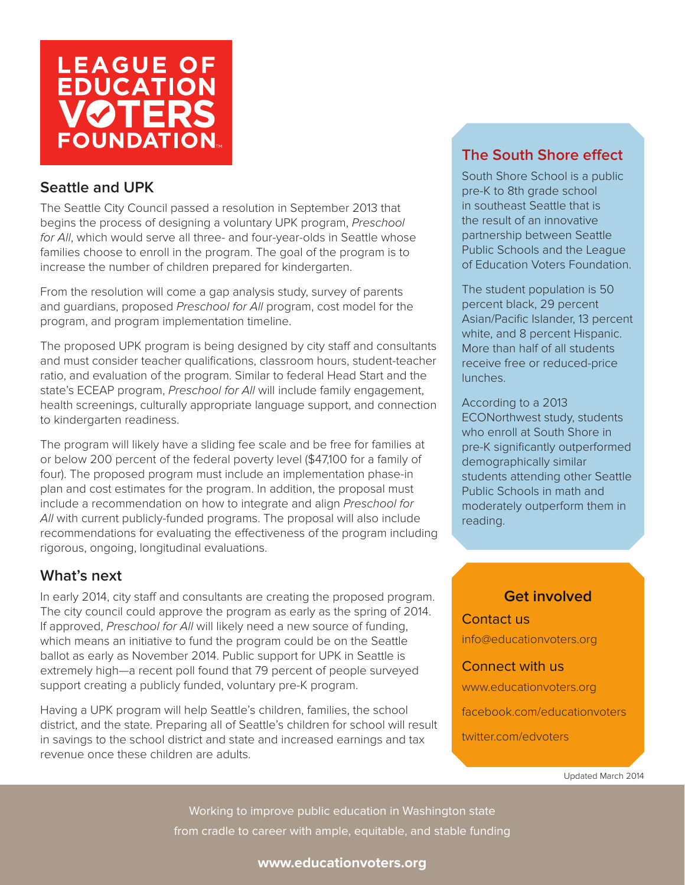# LEAGUE OF EDUCATION VOTERS FOUNDATION

## Seattle and UPK

The Seattle City Council passed a resolution in September 2013 that begins the process of designing a voluntary UPK program, *Preschool for All*, which would serve all three- and four-year-olds in Seattle whose families choose to enroll in the program. The goal of the program is to increase the number of children prepared for kindergarten.

From the resolution will come a gap analysis study, survey of parents and guardians, proposed *Preschool for All* program, cost model for the program, and program implementation timeline.

The proposed UPK program is being designed by city staff and consultants and must consider teacher qualifications, classroom hours, student-teacher ratio, and evaluation of the program. Similar to federal Head Start and the state's ECEAP program, *Preschool for All* will include family engagement, health screenings, culturally appropriate language support, and connection to kindergarten readiness.

The program will likely have a sliding fee scale and be free for families at or below 200 percent of the federal poverty level ($47,100 for a family of four). The proposed program must include an implementation phase-in plan and cost estimates for the program. In addition, the proposal must include a recommendation on how to integrate and align *Preschool for All* with current publicly-funded programs. The proposal will also include recommendations for evaluating the effectiveness of the program including rigorous, ongoing, longitudinal evaluations.

## What's next

In early 2014, city staff and consultants are creating the proposed program. The city council could approve the program as early as the spring of 2014. If approved, *Preschool for All* will likely need a new source of funding, which means an initiative to fund the program could be on the Seattle ballot as early as November 2014. Public support for UPK in Seattle is extremely high—a recent poll found that 79 percent of people surveyed support creating a publicly funded, voluntary pre-K program.

Having a UPK program will help Seattle's children, families, the school district, and the state. Preparing all of Seattle's children for school will result in savings to the school district and state and increased earnings and tax revenue once these children are adults.

## The South Shore effect

South Shore School is a public pre-K to 8th grade school in southeast Seattle that is the result of an innovative partnership between Seattle Public Schools and the League of Education Voters Foundation.

The student population is 50 percent black, 29 percent Asian/Pacific Islander, 13 percent white, and 8 percent Hispanic. More than half of all students receive free or reduced-price lunches.

According to a 2013 ECONorthwest study, students who enroll at South Shore in pre-K significantly outperformed demographically similar students attending other Seattle Public Schools in math and moderately outperform them in reading.

## Get involved

**Contact us**

info@educationvoters.org

**Connect with us**

www.educationvoters.org

facebook.com/educationvoters

twitter.com/edvoters

Updated March 2014

Working to improve public education in Washington state from cradle to career with ample, equitable, and stable funding

**www.educationvoters.org**